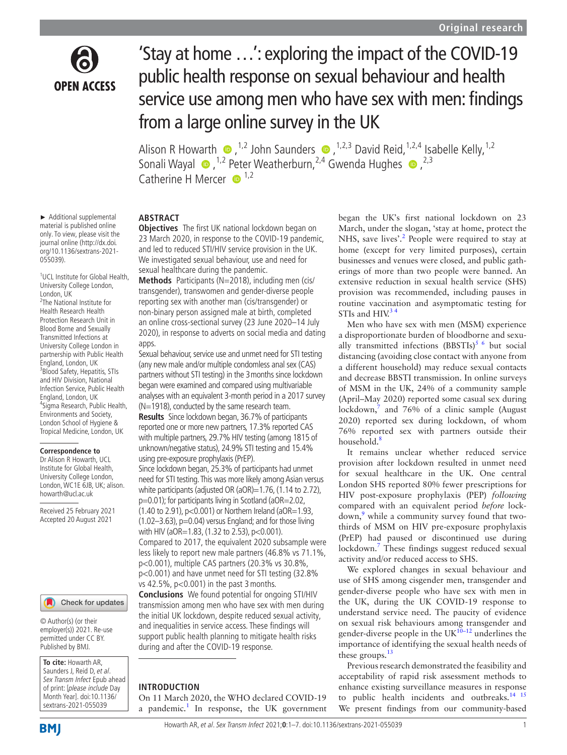Original research

# 'Stay at home …': exploring the impact of the COVID-19 public health response on sexual behaviour and health service use among men who have sex with men: findings from a large online survey in the UK

Alison R Howarth,[1,2] John Saunders,[1,2,3] David Reid,[1,2,4] Isabelle Kelly,[1,2] Sonali Wayal,[1,2] Peter Weatherburn,[2,4] Gwenda Hughes,[2,3] Catherine H Mercer[1,2]

► Additional supplemental material is published online only. To view, please visit the journal online (http://dx.doi.org/10.1136/sextrans-2021-055039).

[1]UCL Institute for Global Health, University College London, London, UK
[2]The National Institute for Health Research Health Protection Research Unit in Blood Borne and Sexually Transmitted Infections at University College London in partnership with Public Health England, London, UK
[3]Blood Safety, Hepatitis, STIs and HIV Division, National Infection Service, Public Health England, London, UK
[4]Sigma Research, Public Health, Environments and Society, London School of Hygiene & Tropical Medicine, London, UK

**Correspondence to**
Dr Alison R Howarth, UCL Institute for Global Health, University College London, London, WC1E 6JB, UK; alison.howarth@ucl.ac.uk

Received 25 February 2021
Accepted 20 August 2021

© Author(s) (or their employer(s)) 2021. Re-use permitted under CC BY. Published by BMJ.

**To cite:** Howarth AR, Saunders J, Reid D, *et al*. *Sex Transm Infect* Epub ahead of print: [*please include* Day Month Year]. doi:10.1136/sextrans-2021-055039

## ABSTRACT

**Objectives** The first UK national lockdown began on 23 March 2020, in response to the COVID-19 pandemic, and led to reduced STI/HIV service provision in the UK. We investigated sexual behaviour, use and need for sexual healthcare during the pandemic.

**Methods** Participants (N=2018), including men (cis/transgender), transwomen and gender-diverse people reporting sex with another man (cis/transgender) or non-binary person assigned male at birth, completed an online cross-sectional survey (23 June 2020–14 July 2020), in response to adverts on social media and dating apps.

Sexual behaviour, service use and unmet need for STI testing (any new male and/or multiple condomless anal sex (CAS) partners without STI testing) in the 3 months since lockdown began were examined and compared using multivariable analyses with an equivalent 3-month period in a 2017 survey (N=1918), conducted by the same research team.

**Results** Since lockdown began, 36.7% of participants reported one or more new partners, 17.3% reported CAS with multiple partners, 29.7% HIV testing (among 1815 of unknown/negative status), 24.9% STI testing and 15.4% using pre-exposure prophylaxis (PrEP).

Since lockdown began, 25.3% of participants had unmet need for STI testing. This was more likely among Asian versus white participants (adjusted OR (aOR)=1.76, (1.14 to 2.72), p=0.01); for participants living in Scotland (aOR=2.02, (1.40 to 2.91), p<0.001) or Northern Ireland (aOR=1.93, (1.02–3.63), p=0.04) versus England; and for those living with HIV (aOR=1.83, (1.32 to 2.53), p<0.001).

Compared to 2017, the equivalent 2020 subsample were less likely to report new male partners (46.8% vs 71.1%, p<0.001), multiple CAS partners (20.3% vs 30.8%, p<0.001) and have unmet need for STI testing (32.8% vs 42.5%, p<0.001) in the past 3 months.

**Conclusions** We found potential for ongoing STI/HIV transmission among men who have sex with men during the initial UK lockdown, despite reduced sexual activity, and inequalities in service access. These findings will support public health planning to mitigate health risks during and after the COVID-19 response.

## INTRODUCTION

On 11 March 2020, the WHO declared COVID-19 a pandemic.[1] In response, the UK government began the UK's first national lockdown on 23 March, under the slogan, 'stay at home, protect the NHS, save lives'.[2] People were required to stay at home (except for very limited purposes), certain businesses and venues were closed, and public gatherings of more than two people were banned. An extensive reduction in sexual health service (SHS) provision was recommended, including pauses in routine vaccination and asymptomatic testing for STIs and HIV.[3 4]

Men who have sex with men (MSM) experience a disproportionate burden of bloodborne and sexually transmitted infections (BBSTIs)[5 6] but social distancing (avoiding close contact with anyone from a different household) may reduce sexual contacts and decrease BBSTI transmission. In online surveys of MSM in the UK, 24% of a community sample (April–May 2020) reported some casual sex during lockdown,[7] and 76% of a clinic sample (August 2020) reported sex during lockdown, of whom 76% reported sex with partners outside their household.[8]

It remains unclear whether reduced service provision after lockdown resulted in unmet need for sexual healthcare in the UK. One central London SHS reported 80% fewer prescriptions for HIV post-exposure prophylaxis (PEP) *following* compared with an equivalent period *before* lockdown,[9] while a community survey found that two-thirds of MSM on HIV pre-exposure prophylaxis (PrEP) had paused or discontinued use during lockdown.[7] These findings suggest reduced sexual activity and/or reduced access to SHS.

We explored changes in sexual behaviour and use of SHS among cisgender men, transgender and gender-diverse people who have sex with men in the UK, during the UK COVID-19 response to understand service need. The paucity of evidence on sexual risk behaviours among transgender and gender-diverse people in the UK[10–12] underlines the importance of identifying the sexual health needs of these groups.[13]

Previous research demonstrated the feasibility and acceptability of rapid risk assessment methods to enhance existing surveillance measures in response to public health incidents and outbreaks.[14 15] We present findings from our community-based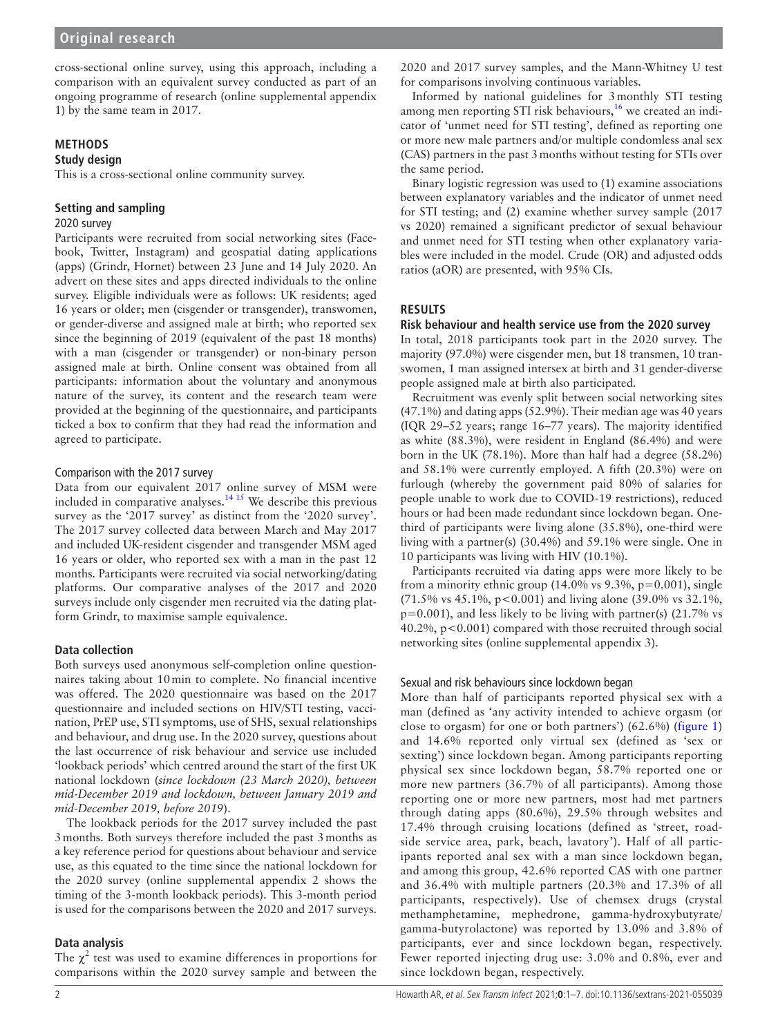cross-sectional online survey, using this approach, including a comparison with an equivalent survey conducted as part of an ongoing programme of research (online supplemental appendix 1) by the same team in 2017.

## METHODS

### Study design

This is a cross-sectional online community survey.

### Setting and sampling

#### 2020 survey

Participants were recruited from social networking sites (Facebook, Twitter, Instagram) and geospatial dating applications (apps) (Grindr, Hornet) between 23 June and 14 July 2020. An advert on these sites and apps directed individuals to the online survey. Eligible individuals were as follows: UK residents; aged 16 years or older; men (cisgender or transgender), transwomen, or gender-diverse and assigned male at birth; who reported sex since the beginning of 2019 (equivalent of the past 18 months) with a man (cisgender or transgender) or non-binary person assigned male at birth. Online consent was obtained from all participants: information about the voluntary and anonymous nature of the survey, its content and the research team were provided at the beginning of the questionnaire, and participants ticked a box to confirm that they had read the information and agreed to participate.

#### Comparison with the 2017 survey

Data from our equivalent 2017 online survey of MSM were included in comparative analyses.[14 15] We describe this previous survey as the '2017 survey' as distinct from the '2020 survey'. The 2017 survey collected data between March and May 2017 and included UK-resident cisgender and transgender MSM aged 16 years or older, who reported sex with a man in the past 12 months. Participants were recruited via social networking/dating platforms. Our comparative analyses of the 2017 and 2020 surveys include only cisgender men recruited via the dating platform Grindr, to maximise sample equivalence.

### Data collection

Both surveys used anonymous self-completion online questionnaires taking about 10 min to complete. No financial incentive was offered. The 2020 questionnaire was based on the 2017 questionnaire and included sections on HIV/STI testing, vaccination, PrEP use, STI symptoms, use of SHS, sexual relationships and behaviour, and drug use. In the 2020 survey, questions about the last occurrence of risk behaviour and service use included 'lookback periods' which centred around the start of the first UK national lockdown (*since lockdown (23 March 2020), between mid-December 2019 and lockdown, between January 2019 and mid-December 2019, before 2019*).

The lookback periods for the 2017 survey included the past 3 months. Both surveys therefore included the past 3 months as a key reference period for questions about behaviour and service use, as this equated to the time since the national lockdown for the 2020 survey (online supplemental appendix 2 shows the timing of the 3-month lookback periods). This 3-month period is used for the comparisons between the 2020 and 2017 surveys.

### Data analysis

The $\chi^2$ test was used to examine differences in proportions for comparisons within the 2020 survey sample and between the 2020 and 2017 survey samples, and the Mann-Whitney U test for comparisons involving continuous variables.

Informed by national guidelines for 3 monthly STI testing among men reporting STI risk behaviours,[16] we created an indicator of 'unmet need for STI testing', defined as reporting one or more new male partners and/or multiple condomless anal sex (CAS) partners in the past 3 months without testing for STIs over the same period.

Binary logistic regression was used to (1) examine associations between explanatory variables and the indicator of unmet need for STI testing; and (2) examine whether survey sample (2017 vs 2020) remained a significant predictor of sexual behaviour and unmet need for STI testing when other explanatory variables were included in the model. Crude (OR) and adjusted odds ratios (aOR) are presented, with 95% CIs.

## RESULTS

### Risk behaviour and health service use from the 2020 survey

In total, 2018 participants took part in the 2020 survey. The majority (97.0%) were cisgender men, but 18 transmen, 10 transwomen, 1 man assigned intersex at birth and 31 gender-diverse people assigned male at birth also participated.

Recruitment was evenly split between social networking sites (47.1%) and dating apps (52.9%). Their median age was 40 years (IQR 29–52 years; range 16–77 years). The majority identified as white (88.3%), were resident in England (86.4%) and were born in the UK (78.1%). More than half had a degree (58.2%) and 58.1% were currently employed. A fifth (20.3%) were on furlough (whereby the government paid 80% of salaries for people unable to work due to COVID-19 restrictions), reduced hours or had been made redundant since lockdown began. One-third of participants were living alone (35.8%), one-third were living with a partner(s) (30.4%) and 59.1% were single. One in 10 participants was living with HIV (10.1%).

Participants recruited via dating apps were more likely to be from a minority ethnic group (14.0% vs 9.3%, $p=0.001$), single (71.5% vs 45.1%, $p<0.001$) and living alone (39.0% vs 32.1%, $p=0.001$), and less likely to be living with partner(s) (21.7% vs 40.2%, $p<0.001$) compared with those recruited through social networking sites (online supplemental appendix 3).

#### Sexual and risk behaviours since lockdown began

More than half of participants reported physical sex with a man (defined as 'any activity intended to achieve orgasm (or close to orgasm) for one or both partners') (62.6%) (figure 1) and 14.6% reported only virtual sex (defined as 'sex or sexting') since lockdown began. Among participants reporting physical sex since lockdown began, 58.7% reported one or more new partners (36.7% of all participants). Among those reporting one or more new partners, most had met partners through dating apps (80.6%), 29.5% through websites and 17.4% through cruising locations (defined as 'street, roadside service area, park, beach, lavatory'). Half of all participants reported anal sex with a man since lockdown began, and among this group, 42.6% reported CAS with one partner and 36.4% with multiple partners (20.3% and 17.3% of all participants, respectively). Use of chemsex drugs (crystal methamphetamine, mephedrone, gamma-hydroxybutyrate/gamma-butyrolactone) was reported by 13.0% and 3.8% of participants, ever and since lockdown began, respectively. Fewer reported injecting drug use: 3.0% and 0.8%, ever and since lockdown began, respectively.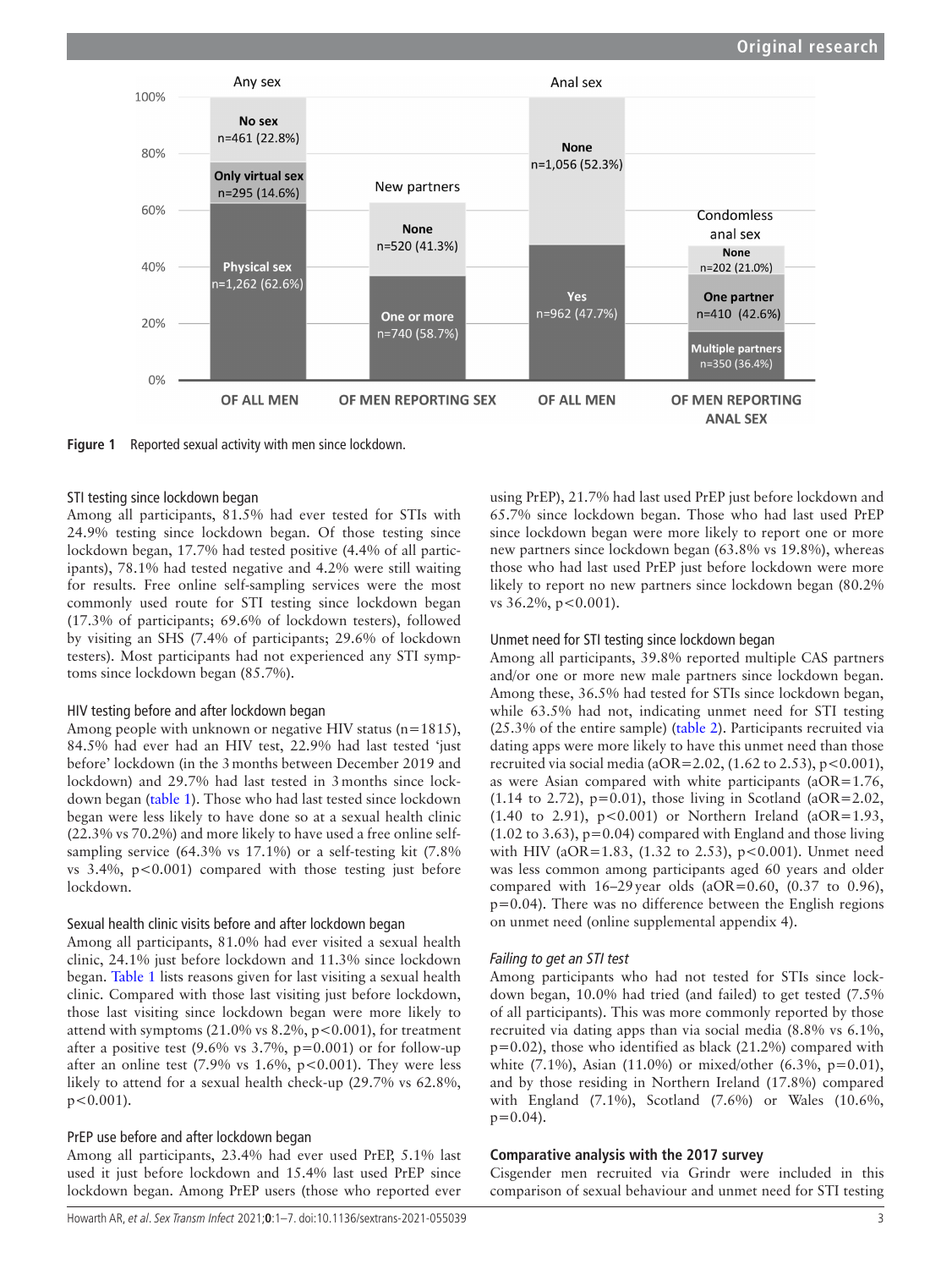Figure 1 Reported sexual activity with men since lockdown.

### STI testing since lockdown began

Among all participants, 81.5% had ever tested for STIs with 24.9% testing since lockdown began. Of those testing since lockdown began, 17.7% had tested positive (4.4% of all participants), 78.1% had tested negative and 4.2% were still waiting for results. Free online self-sampling services were the most commonly used route for STI testing since lockdown began (17.3% of participants; 69.6% of lockdown testers), followed by visiting an SHS (7.4% of participants; 29.6% of lockdown testers). Most participants had not experienced any STI symptoms since lockdown began (85.7%).

### HIV testing before and after lockdown began

Among people with unknown or negative HIV status (n=1815), 84.5% had ever had an HIV test, 22.9% had last tested 'just before' lockdown (in the 3 months between December 2019 and lockdown) and 29.7% had last tested in 3 months since lockdown began (table 1). Those who had last tested since lockdown began were less likely to have done so at a sexual health clinic (22.3% vs 70.2%) and more likely to have used a free online self-sampling service (64.3% vs 17.1%) or a self-testing kit (7.8% vs 3.4%, p<0.001) compared with those testing just before lockdown.

### Sexual health clinic visits before and after lockdown began

Among all participants, 81.0% had ever visited a sexual health clinic, 24.1% just before lockdown and 11.3% since lockdown began. Table 1 lists reasons given for last visiting a sexual health clinic. Compared with those last visiting just before lockdown, those last visiting since lockdown began were more likely to attend with symptoms (21.0% vs 8.2%, p<0.001), for treatment after a positive test (9.6% vs 3.7%, p=0.001) or for follow-up after an online test (7.9% vs 1.6%, p<0.001). They were less likely to attend for a sexual health check-up (29.7% vs 62.8%, p<0.001).

### PrEP use before and after lockdown began

Among all participants, 23.4% had ever used PrEP, 5.1% last used it just before lockdown and 15.4% last used PrEP since lockdown began. Among PrEP users (those who reported ever using PrEP), 21.7% had last used PrEP just before lockdown and 65.7% since lockdown began. Those who had last used PrEP since lockdown began were more likely to report one or more new partners since lockdown began (63.8% vs 19.8%), whereas those who had last used PrEP just before lockdown were more likely to report no new partners since lockdown began (80.2% vs 36.2%, p<0.001).

### Unmet need for STI testing since lockdown began

Among all participants, 39.8% reported multiple CAS partners and/or one or more new male partners since lockdown began. Among these, 36.5% had tested for STIs since lockdown began, while 63.5% had not, indicating unmet need for STI testing (25.3% of the entire sample) (table 2). Participants recruited via dating apps were more likely to have this unmet need than those recruited via social media (aOR=2.02, (1.62 to 2.53), p<0.001), as were Asian compared with white participants (aOR=1.76, (1.14 to 2.72), p=0.01), those living in Scotland (aOR=2.02, (1.40 to 2.91), p<0.001) or Northern Ireland (aOR=1.93, (1.02 to 3.63), p=0.04) compared with England and those living with HIV (aOR=1.83, (1.32 to 2.53), p<0.001). Unmet need was less common among participants aged 60 years and older compared with 16–29 year olds (aOR=0.60, (0.37 to 0.96), p=0.04). There was no difference between the English regions on unmet need (online supplemental appendix 4).

#### *Failing to get an STI test*

Among participants who had not tested for STIs since lockdown began, 10.0% had tried (and failed) to get tested (7.5% of all participants). This was more commonly reported by those recruited via dating apps than via social media (8.8% vs 6.1%, p=0.02), those who identified as black (21.2%) compared with white (7.1%), Asian (11.0%) or mixed/other (6.3%, p=0.01), and by those residing in Northern Ireland (17.8%) compared with England (7.1%), Scotland (7.6%) or Wales (10.6%, p=0.04).

### Comparative analysis with the 2017 survey

Cisgender men recruited via Grindr were included in this comparison of sexual behaviour and unmet need for STI testing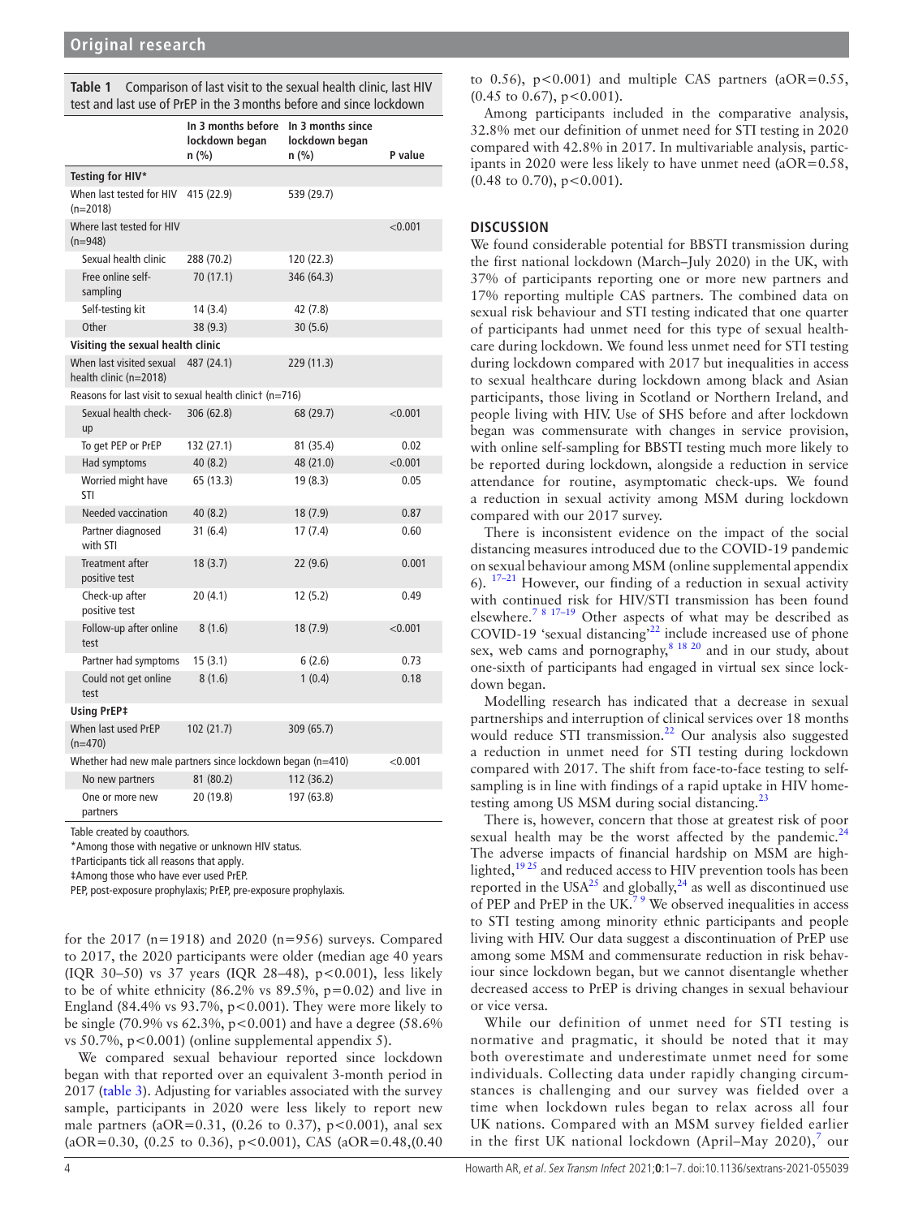**Table 1** Comparison of last visit to the sexual health clinic, last HIV test and last use of PrEP in the 3 months before and since lockdown

| | In 3 months before lockdown began n (%) | In 3 months since lockdown began n (%) | P value |
|---|---|---|---|
| **Testing for HIV*** | | | |
| When last tested for HIV (n=2018) | 415 (22.9) | 539 (29.7) | |
| Where last tested for HIV (n=948) | | | <0.001 |
| Sexual health clinic | 288 (70.2) | 120 (22.3) | |
| Free online self-sampling | 70 (17.1) | 346 (64.3) | |
| Self-testing kit | 14 (3.4) | 42 (7.8) | |
| Other | 38 (9.3) | 30 (5.6) | |
| **Visiting the sexual health clinic** | | | |
| When last visited sexual health clinic (n=2018) | 487 (24.1) | 229 (11.3) | |
| Reasons for last visit to sexual health clinic† (n=716) | | | |
| Sexual health check-up | 306 (62.8) | 68 (29.7) | <0.001 |
| To get PEP or PrEP | 132 (27.1) | 81 (35.4) | 0.02 |
| Had symptoms | 40 (8.2) | 48 (21.0) | <0.001 |
| Worried might have STI | 65 (13.3) | 19 (8.3) | 0.05 |
| Needed vaccination | 40 (8.2) | 18 (7.9) | 0.87 |
| Partner diagnosed with STI | 31 (6.4) | 17 (7.4) | 0.60 |
| Treatment after positive test | 18 (3.7) | 22 (9.6) | 0.001 |
| Check-up after positive test | 20 (4.1) | 12 (5.2) | 0.49 |
| Follow-up after online test | 8 (1.6) | 18 (7.9) | <0.001 |
| Partner had symptoms | 15 (3.1) | 6 (2.6) | 0.73 |
| Could not get online test | 8 (1.6) | 1 (0.4) | 0.18 |
| **Using PrEP‡** | | | |
| When last used PrEP (n=470) | 102 (21.7) | 309 (65.7) | |
| Whether had new male partners since lockdown began (n=410) | | | <0.001 |
| No new partners | 81 (80.2) | 112 (36.2) | |
| One or more new partners | 20 (19.8) | 197 (63.8) | |

Table created by coauthors.
*Among those with negative or unknown HIV status.
†Participants tick all reasons that apply.
‡Among those who have ever used PrEP.
PEP, post-exposure prophylaxis; PrEP, pre-exposure prophylaxis.

for the 2017 (n=1918) and 2020 (n=956) surveys. Compared to 2017, the 2020 participants were older (median age 40 years (IQR 30–50) vs 37 years (IQR 28–48), p<0.001), less likely to be of white ethnicity (86.2% vs 89.5%, p=0.02) and live in England (84.4% vs 93.7%, p<0.001). They were more likely to be single (70.9% vs 62.3%, p<0.001) and have a degree (58.6% vs 50.7%, p<0.001) (online supplemental appendix 5).

We compared sexual behaviour reported since lockdown began with that reported over an equivalent 3-month period in 2017 (table 3). Adjusting for variables associated with the survey sample, participants in 2020 were less likely to report new male partners (aOR=0.31, (0.26 to 0.37), p<0.001), anal sex (aOR=0.30, (0.25 to 0.36), p<0.001), CAS (aOR=0.48,(0.40 to 0.56), p<0.001) and multiple CAS partners (aOR=0.55, (0.45 to 0.67), p<0.001).

Among participants included in the comparative analysis, 32.8% met our definition of unmet need for STI testing in 2020 compared with 42.8% in 2017. In multivariable analysis, participants in 2020 were less likely to have unmet need (aOR=0.58, (0.48 to 0.70), p<0.001).

## DISCUSSION

We found considerable potential for BBSTI transmission during the first national lockdown (March–July 2020) in the UK, with 37% of participants reporting one or more new partners and 17% reporting multiple CAS partners. The combined data on sexual risk behaviour and STI testing indicated that one quarter of participants had unmet need for this type of sexual healthcare during lockdown. We found less unmet need for STI testing during lockdown compared with 2017 but inequalities in access to sexual healthcare during lockdown among black and Asian participants, those living in Scotland or Northern Ireland, and people living with HIV. Use of SHS before and after lockdown began was commensurate with changes in service provision, with online self-sampling for BBSTI testing much more likely to be reported during lockdown, alongside a reduction in service attendance for routine, asymptomatic check-ups. We found a reduction in sexual activity among MSM during lockdown compared with our 2017 survey.

There is inconsistent evidence on the impact of the social distancing measures introduced due to the COVID-19 pandemic on sexual behaviour among MSM (online supplemental appendix 6).[17–21] However, our finding of a reduction in sexual activity with continued risk for HIV/STI transmission has been found elsewhere.[7 8 17–19] Other aspects of what may be described as COVID-19 'sexual distancing'[22] include increased use of phone sex, web cams and pornography,[8 18 20] and in our study, about one-sixth of participants had engaged in virtual sex since lockdown began.

Modelling research has indicated that a decrease in sexual partnerships and interruption of clinical services over 18 months would reduce STI transmission.[22] Our analysis also suggested a reduction in unmet need for STI testing during lockdown compared with 2017. The shift from face-to-face testing to self-sampling is in line with findings of a rapid uptake in HIV home-testing among US MSM during social distancing.[23]

There is, however, concern that those at greatest risk of poor sexual health may be the worst affected by the pandemic.[24] The adverse impacts of financial hardship on MSM are highlighted,[19 25] and reduced access to HIV prevention tools has been reported in the USA[25] and globally,[24] as well as discontinued use of PEP and PrEP in the UK.[7 9] We observed inequalities in access to STI testing among minority ethnic participants and people living with HIV. Our data suggest a discontinuation of PrEP use among some MSM and commensurate reduction in risk behaviour since lockdown began, but we cannot disentangle whether decreased access to PrEP is driving changes in sexual behaviour or vice versa.

While our definition of unmet need for STI testing is normative and pragmatic, it should be noted that it may both overestimate and underestimate unmet need for some individuals. Collecting data under rapidly changing circumstances is challenging and our survey was fielded over a time when lockdown rules began to relax across all four UK nations. Compared with an MSM survey fielded earlier in the first UK national lockdown (April–May 2020),[7] our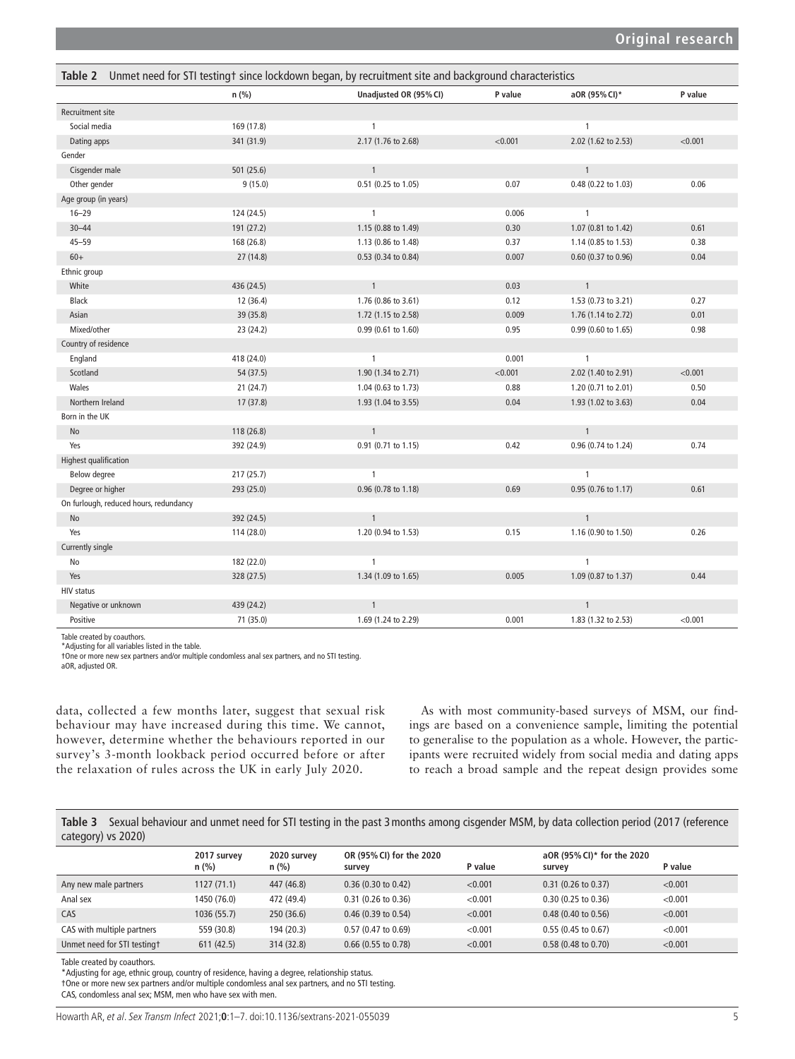**Table 2** Unmet need for STI testing† since lockdown began, by recruitment site and background characteristics

| | n (%) | Unadjusted OR (95% CI) | P value | aOR (95% CI)* | P value |
|---|---|---|---|---|---|
| Recruitment site | | | | | |
| Social media | 169 (17.8) | 1 | | 1 | |
| Dating apps | 341 (31.9) | 2.17 (1.76 to 2.68) | <0.001 | 2.02 (1.62 to 2.53) | <0.001 |
| Gender | | | | | |
| Cisgender male | 501 (25.6) | 1 | | 1 | |
| Other gender | 9 (15.0) | 0.51 (0.25 to 1.05) | 0.07 | 0.48 (0.22 to 1.03) | 0.06 |
| Age group (in years) | | | | | |
| 16–29 | 124 (24.5) | 1 | 0.006 | 1 | |
| 30–44 | 191 (27.2) | 1.15 (0.88 to 1.49) | 0.30 | 1.07 (0.81 to 1.42) | 0.61 |
| 45–59 | 168 (26.8) | 1.13 (0.86 to 1.48) | 0.37 | 1.14 (0.85 to 1.53) | 0.38 |
| 60+ | 27 (14.8) | 0.53 (0.34 to 0.84) | 0.007 | 0.60 (0.37 to 0.96) | 0.04 |
| Ethnic group | | | | | |
| White | 436 (24.5) | 1 | 0.03 | 1 | |
| Black | 12 (36.4) | 1.76 (0.86 to 3.61) | 0.12 | 1.53 (0.73 to 3.21) | 0.27 |
| Asian | 39 (35.8) | 1.72 (1.15 to 2.58) | 0.009 | 1.76 (1.14 to 2.72) | 0.01 |
| Mixed/other | 23 (24.2) | 0.99 (0.61 to 1.60) | 0.95 | 0.99 (0.60 to 1.65) | 0.98 |
| Country of residence | | | | | |
| England | 418 (24.0) | 1 | 0.001 | 1 | |
| Scotland | 54 (37.5) | 1.90 (1.34 to 2.71) | <0.001 | 2.02 (1.40 to 2.91) | <0.001 |
| Wales | 21 (24.7) | 1.04 (0.63 to 1.73) | 0.88 | 1.20 (0.71 to 2.01) | 0.50 |
| Northern Ireland | 17 (37.8) | 1.93 (1.04 to 3.55) | 0.04 | 1.93 (1.02 to 3.63) | 0.04 |
| Born in the UK | | | | | |
| No | 118 (26.8) | 1 | | 1 | |
| Yes | 392 (24.9) | 0.91 (0.71 to 1.15) | 0.42 | 0.96 (0.74 to 1.24) | 0.74 |
| Highest qualification | | | | | |
| Below degree | 217 (25.7) | 1 | | 1 | |
| Degree or higher | 293 (25.0) | 0.96 (0.78 to 1.18) | 0.69 | 0.95 (0.76 to 1.17) | 0.61 |
| On furlough, reduced hours, redundancy | | | | | |
| No | 392 (24.5) | 1 | | 1 | |
| Yes | 114 (28.0) | 1.20 (0.94 to 1.53) | 0.15 | 1.16 (0.90 to 1.50) | 0.26 |
| Currently single | | | | | |
| No | 182 (22.0) | 1 | | 1 | |
| Yes | 328 (27.5) | 1.34 (1.09 to 1.65) | 0.005 | 1.09 (0.87 to 1.37) | 0.44 |
| HIV status | | | | | |
| Negative or unknown | 439 (24.2) | 1 | | 1 | |
| Positive | 71 (35.0) | 1.69 (1.24 to 2.29) | 0.001 | 1.83 (1.32 to 2.53) | <0.001 |

Table created by coauthors.
*Adjusting for all variables listed in the table.
†One or more new sex partners and/or multiple condomless anal sex partners, and no STI testing.
aOR, adjusted OR.

data, collected a few months later, suggest that sexual risk behaviour may have increased during this time. We cannot, however, determine whether the behaviours reported in our survey's 3-month lookback period occurred before or after the relaxation of rules across the UK in early July 2020.

As with most community-based surveys of MSM, our findings are based on a convenience sample, limiting the potential to generalise to the population as a whole. However, the participants were recruited widely from social media and dating apps to reach a broad sample and the repeat design provides some

**Table 3** Sexual behaviour and unmet need for STI testing in the past 3 months among cisgender MSM, by data collection period (2017 (reference category) vs 2020)

| | 2017 survey n (%) | 2020 survey n (%) | OR (95% CI) for the 2020 survey | P value | aOR (95% CI)* for the 2020 survey | P value |
|---|---|---|---|---|---|---|
| Any new male partners | 1127 (71.1) | 447 (46.8) | 0.36 (0.30 to 0.42) | <0.001 | 0.31 (0.26 to 0.37) | <0.001 |
| Anal sex | 1450 (76.0) | 472 (49.4) | 0.31 (0.26 to 0.36) | <0.001 | 0.30 (0.25 to 0.36) | <0.001 |
| CAS | 1036 (55.7) | 250 (36.6) | 0.46 (0.39 to 0.54) | <0.001 | 0.48 (0.40 to 0.56) | <0.001 |
| CAS with multiple partners | 559 (30.8) | 194 (20.3) | 0.57 (0.47 to 0.69) | <0.001 | 0.55 (0.45 to 0.67) | <0.001 |
| Unmet need for STI testing† | 611 (42.5) | 314 (32.8) | 0.66 (0.55 to 0.78) | <0.001 | 0.58 (0.48 to 0.70) | <0.001 |

Table created by coauthors.
*Adjusting for age, ethnic group, country of residence, having a degree, relationship status.
†One or more new sex partners and/or multiple condomless anal sex partners, and no STI testing.
CAS, condomless anal sex; MSM, men who have sex with men.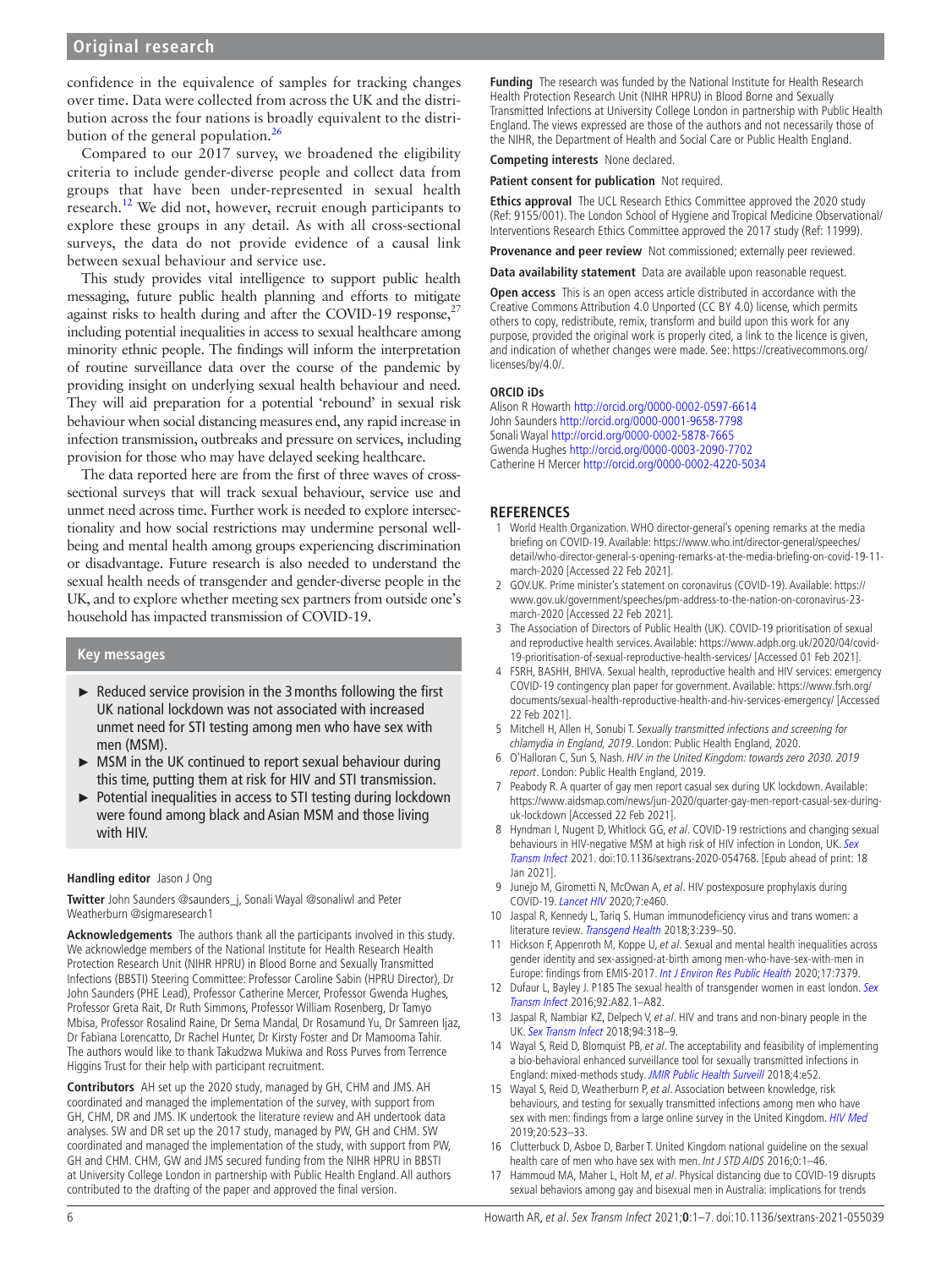confidence in the equivalence of samples for tracking changes over time. Data were collected from across the UK and the distribution across the four nations is broadly equivalent to the distribution of the general population.[26]

Compared to our 2017 survey, we broadened the eligibility criteria to include gender-diverse people and collect data from groups that have been under-represented in sexual health research.[12] We did not, however, recruit enough participants to explore these groups in any detail. As with all cross-sectional surveys, the data do not provide evidence of a causal link between sexual behaviour and service use.

This study provides vital intelligence to support public health messaging, future public health planning and efforts to mitigate against risks to health during and after the COVID-19 response,[27] including potential inequalities in access to sexual healthcare among minority ethnic people. The findings will inform the interpretation of routine surveillance data over the course of the pandemic by providing insight on underlying sexual health behaviour and need. They will aid preparation for a potential 'rebound' in sexual risk behaviour when social distancing measures end, any rapid increase in infection transmission, outbreaks and pressure on services, including provision for those who may have delayed seeking healthcare.

The data reported here are from the first of three waves of cross-sectional surveys that will track sexual behaviour, service use and unmet need across time. Further work is needed to explore intersectionality and how social restrictions may undermine personal wellbeing and mental health among groups experiencing discrimination or disadvantage. Future research is also needed to understand the sexual health needs of transgender and gender-diverse people in the UK, and to explore whether meeting sex partners from outside one's household has impacted transmission of COVID-19.

## Key messages

- ► Reduced service provision in the 3 months following the first UK national lockdown was not associated with increased unmet need for STI testing among men who have sex with men (MSM).
- ► MSM in the UK continued to report sexual behaviour during this time, putting them at risk for HIV and STI transmission.
- ► Potential inequalities in access to STI testing during lockdown were found among black and Asian MSM and those living with HIV.

**Handling editor** Jason J Ong

**Twitter** John Saunders @saunders_j, Sonali Wayal @sonaliwl and Peter Weatherburn @sigmaresearch1

**Acknowledgements** The authors thank all the participants involved in this study. We acknowledge members of the National Institute for Health Research Health Protection Research Unit (NIHR HPRU) in Blood Borne and Sexually Transmitted Infections (BBSTI) Steering Committee: Professor Caroline Sabin (HPRU Director), Dr John Saunders (PHE Lead), Professor Catherine Mercer, Professor Gwenda Hughes, Professor Greta Rait, Dr Ruth Simmons, Professor William Rosenberg, Dr Tamyo Mbisa, Professor Rosalind Raine, Dr Sema Mandal, Dr Rosamund Yu, Dr Samreen Ijaz, Dr Fabiana Lorencatto, Dr Rachel Hunter, Dr Kirsty Foster and Dr Mamooma Tahir. The authors would like to thank Takudzwa Mukiwa and Ross Purves from Terrence Higgins Trust for their help with participant recruitment.

**Contributors** AH set up the 2020 study, managed by GH, CHM and JMS. AH coordinated and managed the implementation of the survey, with support from GH, CHM, DR and JMS. IK undertook the literature review and AH undertook data analyses. SW and DR set up the 2017 study, managed by PW, GH and CHM. SW coordinated and managed the implementation of the study, with support from PW, GH and CHM. CHM, GW and JMS secured funding from the NIHR HPRU in BBSTI at University College London in partnership with Public Health England. All authors contributed to the drafting of the paper and approved the final version.

**Funding** The research was funded by the National Institute for Health Research Health Protection Research Unit (NIHR HPRU) in Blood Borne and Sexually Transmitted Infections at University College London in partnership with Public Health England. The views expressed are those of the authors and not necessarily those of the NIHR, the Department of Health and Social Care or Public Health England.

**Competing interests** None declared.

**Patient consent for publication** Not required.

**Ethics approval** The UCL Research Ethics Committee approved the 2020 study (Ref: 9155/001). The London School of Hygiene and Tropical Medicine Observational/Interventions Research Ethics Committee approved the 2017 study (Ref: 11999).

**Provenance and peer review** Not commissioned; externally peer reviewed.

**Data availability statement** Data are available upon reasonable request.

**Open access** This is an open access article distributed in accordance with the Creative Commons Attribution 4.0 Unported (CC BY 4.0) license, which permits others to copy, redistribute, remix, transform and build upon this work for any purpose, provided the original work is properly cited, a link to the licence is given, and indication of whether changes were made. See: https://creativecommons.org/licenses/by/4.0/.

### ORCID iDs

Alison R Howarth http://orcid.org/0000-0002-0597-6614
John Saunders http://orcid.org/0000-0001-9658-7798
Sonali Wayal http://orcid.org/0000-0002-5878-7665
Gwenda Hughes http://orcid.org/0000-0003-2090-7702
Catherine H Mercer http://orcid.org/0000-0002-4220-5034

## REFERENCES

1. World Health Organization. WHO director-general's opening remarks at the media briefing on COVID-19. Available: https://www.who.int/director-general/speeches/detail/who-director-general-s-opening-remarks-at-the-media-briefing-on-covid-19-11-march-2020 [Accessed 22 Feb 2021].
2. GOV.UK. Prime minister's statement on coronavirus (COVID-19). Available: https://www.gov.uk/government/speeches/pm-address-to-the-nation-on-coronavirus-23-march-2020 [Accessed 22 Feb 2021].
3. The Association of Directors of Public Health (UK). COVID-19 prioritisation of sexual and reproductive health services. Available: https://www.adph.org.uk/2020/04/covid-19-prioritisation-of-sexual-reproductive-health-services/ [Accessed 01 Feb 2021].
4. FSRH, BASHH, BHIVA. Sexual health, reproductive health and HIV services: emergency COVID-19 contingency plan paper for government. Available: https://www.fsrh.org/documents/sexual-health-reproductive-health-and-hiv-services-emergency/ [Accessed 22 Feb 2021].
5. Mitchell H, Allen H, Sonubi T. *Sexually transmitted infections and screening for chlamydia in England, 2019*. London: Public Health England, 2020.
6. O'Halloran C, Sun S, Nash. *HIV in the United Kingdom: towards zero 2030. 2019 report*. London: Public Health England, 2019.
7. Peabody R. A quarter of gay men report casual sex during UK lockdown. Available: https://www.aidsmap.com/news/jun-2020/quarter-gay-men-report-casual-sex-during-uk-lockdown [Accessed 22 Feb 2021].
8. Hyndman I, Nugent D, Whitlock GG, *et al*. COVID-19 restrictions and changing sexual behaviours in HIV-negative MSM at high risk of HIV infection in London, UK. *Sex Transm Infect* 2021. doi:10.1136/sextrans-2020-054768. [Epub ahead of print: 18 Jan 2021].
9. Junejo M, Girometti N, McOwan A, *et al*. HIV postexposure prophylaxis during COVID-19. *Lancet HIV* 2020;7:e460.
10. Jaspal R, Kennedy L, Tariq S. Human immunodeficiency virus and trans women: a literature review. *Transgend Health* 2018;3:239–50.
11. Hickson F, Appenroth M, Koppe U, *et al*. Sexual and mental health inequalities across gender identity and sex-assigned-at-birth among men-who-have-sex-with-men in Europe: findings from EMIS-2017. *Int J Environ Res Public Health* 2020;17:7379.
12. Dufaur L, Bayley J. P185 The sexual health of transgender women in east london. *Sex Transm Infect* 2016;92:A82.1–A82.
13. Jaspal R, Nambiar KZ, Delpech V, *et al*. HIV and trans and non-binary people in the UK. *Sex Transm Infect* 2018;94:318–9.
14. Wayal S, Reid D, Blomquist PB, *et al*. The acceptability and feasibility of implementing a bio-behavioral enhanced surveillance tool for sexually transmitted infections in England: mixed-methods study. *JMIR Public Health Surveill* 2018;4:e52.
15. Wayal S, Reid D, Weatherburn P, *et al*. Association between knowledge, risk behaviours, and testing for sexually transmitted infections among men who have sex with men: findings from a large online survey in the United Kingdom. *HIV Med* 2019;20:523–33.
16. Clutterbuck D, Asboe D, Barber T. United Kingdom national guideline on the sexual health care of men who have sex with men. *Int J STD AIDS* 2016;0:1–46.
17. Hammoud MA, Maher L, Holt M, *et al*. Physical distancing due to COVID-19 disrupts sexual behaviors among gay and bisexual men in Australia: implications for trends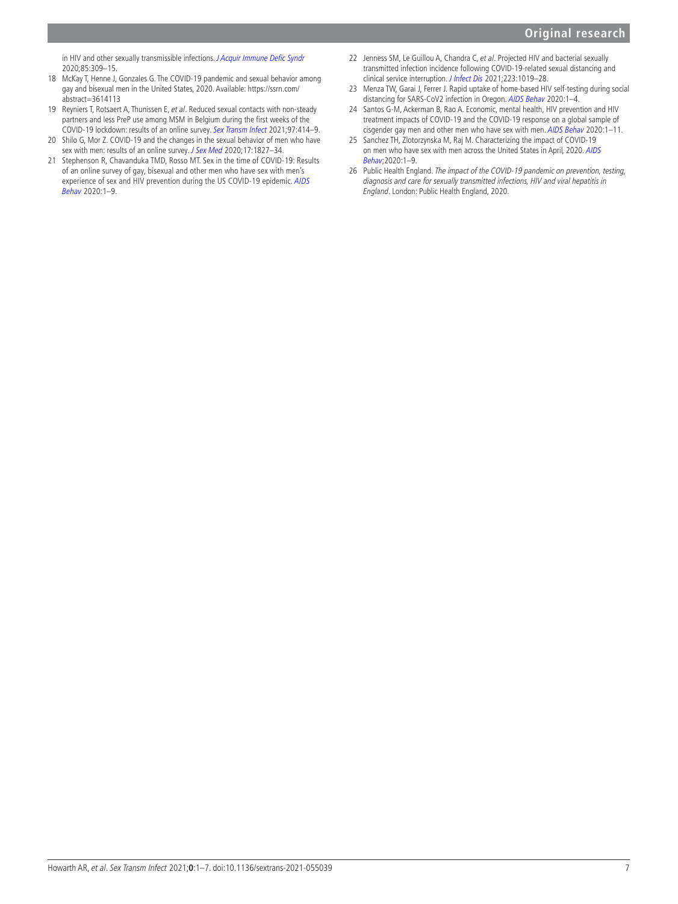in HIV and other sexually transmissible infections. *J Acquir Immune Defic Syndr* 2020;85:309–15.

18 McKay T, Henne J, Gonzales G. The COVID-19 pandemic and sexual behavior among gay and bisexual men in the United States, 2020. Available: https://ssrn.com/abstract=3614113

19 Reyniers T, Rotsaert A, Thunissen E, *et al*. Reduced sexual contacts with non-steady partners and less PreP use among MSM in Belgium during the first weeks of the COVID-19 lockdown: results of an online survey. *Sex Transm Infect* 2021;97:414–9.

20 Shilo G, Mor Z. COVID-19 and the changes in the sexual behavior of men who have sex with men: results of an online survey. *J Sex Med* 2020;17:1827–34.

21 Stephenson R, Chavanduka TMD, Rosso MT. Sex in the time of COVID-19: Results of an online survey of gay, bisexual and other men who have sex with men's experience of sex and HIV prevention during the US COVID-19 epidemic. *AIDS Behav* 2020:1–9.

22 Jenness SM, Le Guillou A, Chandra C, *et al*. Projected HIV and bacterial sexually transmitted infection incidence following COVID-19-related sexual distancing and clinical service interruption. *J Infect Dis* 2021;223:1019–28.

23 Menza TW, Garai J, Ferrer J. Rapid uptake of home-based HIV self-testing during social distancing for SARS-CoV2 infection in Oregon. *AIDS Behav* 2020:1–4.

24 Santos G-M, Ackerman B, Rao A. Economic, mental health, HIV prevention and HIV treatment impacts of COVID-19 and the COVID-19 response on a global sample of cisgender gay men and other men who have sex with men. *AIDS Behav* 2020:1–11.

25 Sanchez TH, Zlotorzynska M, Raj M. Characterizing the impact of COVID-19 on men who have sex with men across the United States in April, 2020. *AIDS Behav*;2020:1–9.

26 Public Health England. *The impact of the COVID-19 pandemic on prevention, testing, diagnosis and care for sexually transmitted infections, HIV and viral hepatitis in England*. London: Public Health England, 2020.